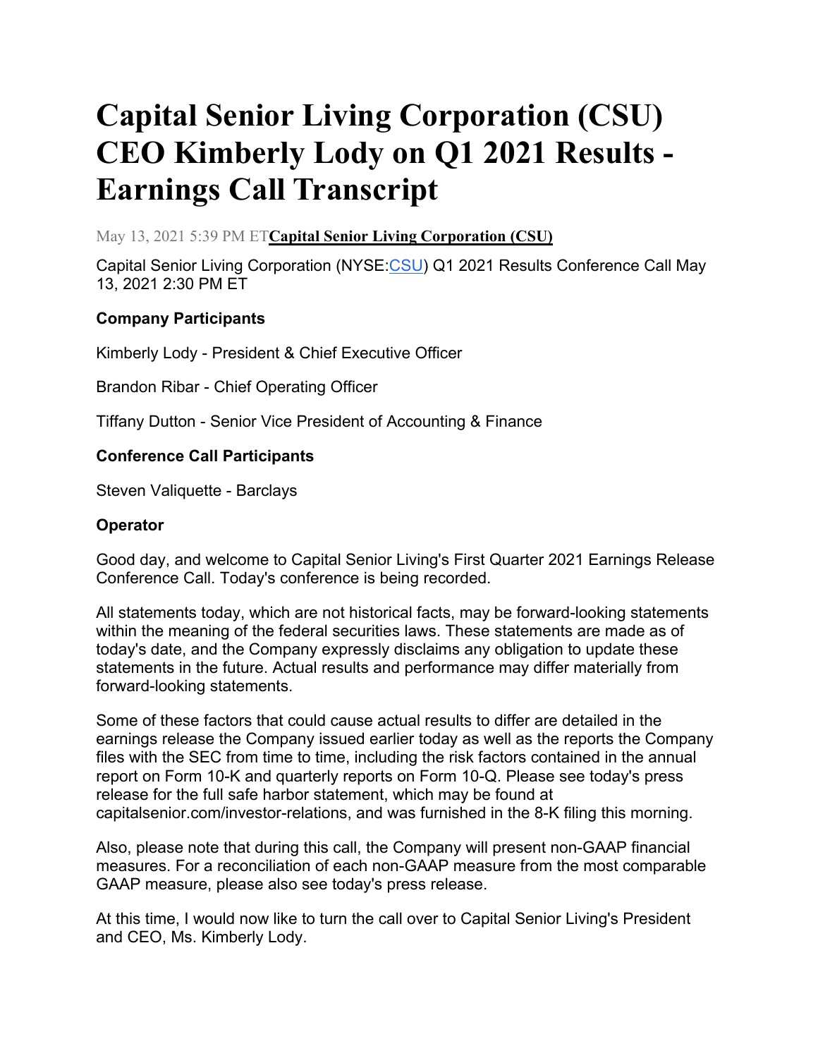# Capital Senior Living Corporation (CSU) CEO Kimberly Lody on Q1 2021 Results - Earnings Call Transcript

May 13, 2021 5:39 PM ET**Capital Senior Living Corporation (CSU)**

Capital Senior Living Corporation (NYSE:CSU) Q1 2021 Results Conference Call May 13, 2021 2:30 PM ET

**Company Participants**

Kimberly Lody - President & Chief Executive Officer

Brandon Ribar - Chief Operating Officer

Tiffany Dutton - Senior Vice President of Accounting & Finance

**Conference Call Participants**

Steven Valiquette - Barclays

**Operator**

Good day, and welcome to Capital Senior Living's First Quarter 2021 Earnings Release Conference Call. Today's conference is being recorded.

All statements today, which are not historical facts, may be forward-looking statements within the meaning of the federal securities laws. These statements are made as of today's date, and the Company expressly disclaims any obligation to update these statements in the future. Actual results and performance may differ materially from forward-looking statements.

Some of these factors that could cause actual results to differ are detailed in the earnings release the Company issued earlier today as well as the reports the Company files with the SEC from time to time, including the risk factors contained in the annual report on Form 10-K and quarterly reports on Form 10-Q. Please see today's press release for the full safe harbor statement, which may be found at capitalsenior.com/investor-relations, and was furnished in the 8-K filing this morning.

Also, please note that during this call, the Company will present non-GAAP financial measures. For a reconciliation of each non-GAAP measure from the most comparable GAAP measure, please also see today's press release.

At this time, I would now like to turn the call over to Capital Senior Living's President and CEO, Ms. Kimberly Lody.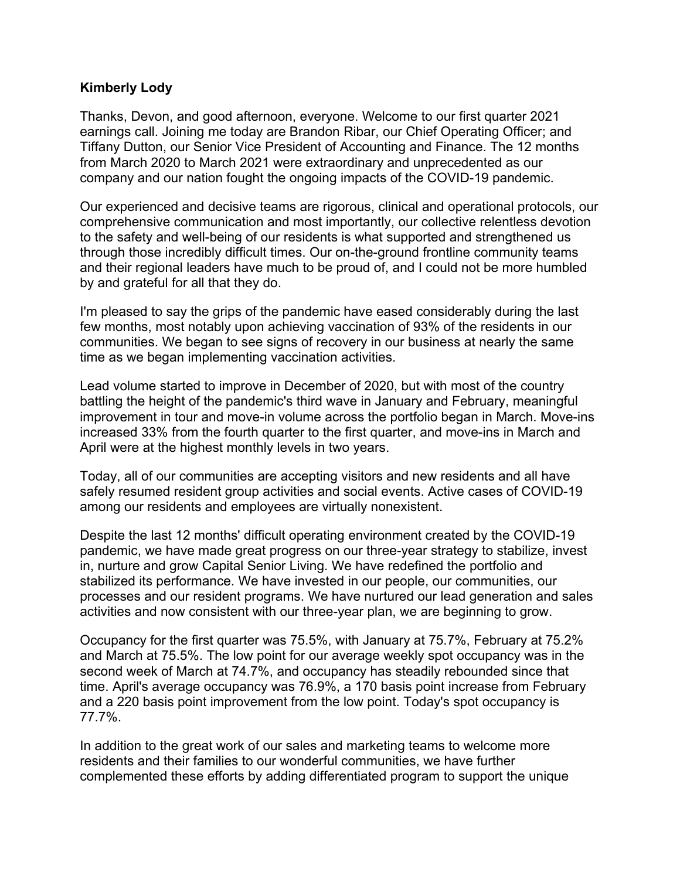**Kimberly Lody**

Thanks, Devon, and good afternoon, everyone. Welcome to our first quarter 2021 earnings call. Joining me today are Brandon Ribar, our Chief Operating Officer; and Tiffany Dutton, our Senior Vice President of Accounting and Finance. The 12 months from March 2020 to March 2021 were extraordinary and unprecedented as our company and our nation fought the ongoing impacts of the COVID-19 pandemic.

Our experienced and decisive teams are rigorous, clinical and operational protocols, our comprehensive communication and most importantly, our collective relentless devotion to the safety and well-being of our residents is what supported and strengthened us through those incredibly difficult times. Our on-the-ground frontline community teams and their regional leaders have much to be proud of, and I could not be more humbled by and grateful for all that they do.

I'm pleased to say the grips of the pandemic have eased considerably during the last few months, most notably upon achieving vaccination of 93% of the residents in our communities. We began to see signs of recovery in our business at nearly the same time as we began implementing vaccination activities.

Lead volume started to improve in December of 2020, but with most of the country battling the height of the pandemic's third wave in January and February, meaningful improvement in tour and move-in volume across the portfolio began in March. Move-ins increased 33% from the fourth quarter to the first quarter, and move-ins in March and April were at the highest monthly levels in two years.

Today, all of our communities are accepting visitors and new residents and all have safely resumed resident group activities and social events. Active cases of COVID-19 among our residents and employees are virtually nonexistent.

Despite the last 12 months' difficult operating environment created by the COVID-19 pandemic, we have made great progress on our three-year strategy to stabilize, invest in, nurture and grow Capital Senior Living. We have redefined the portfolio and stabilized its performance. We have invested in our people, our communities, our processes and our resident programs. We have nurtured our lead generation and sales activities and now consistent with our three-year plan, we are beginning to grow.

Occupancy for the first quarter was 75.5%, with January at 75.7%, February at 75.2% and March at 75.5%. The low point for our average weekly spot occupancy was in the second week of March at 74.7%, and occupancy has steadily rebounded since that time. April's average occupancy was 76.9%, a 170 basis point increase from February and a 220 basis point improvement from the low point. Today's spot occupancy is 77.7%.

In addition to the great work of our sales and marketing teams to welcome more residents and their families to our wonderful communities, we have further complemented these efforts by adding differentiated program to support the unique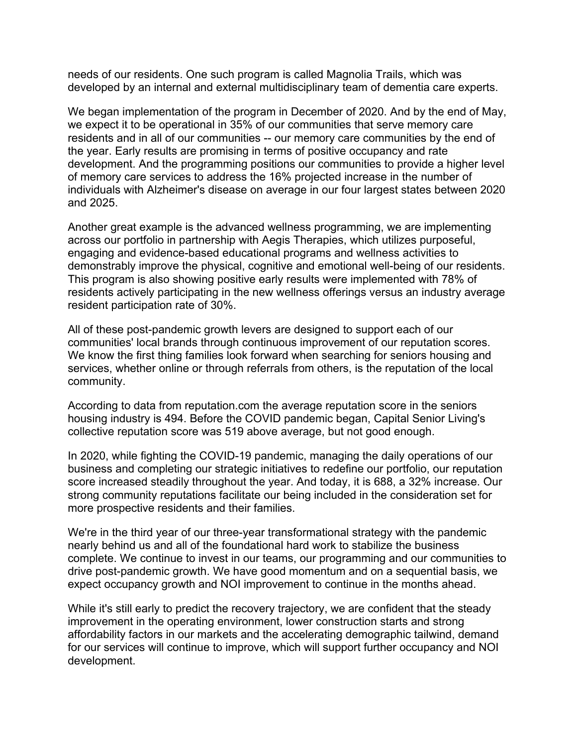needs of our residents. One such program is called Magnolia Trails, which was developed by an internal and external multidisciplinary team of dementia care experts.

We began implementation of the program in December of 2020. And by the end of May, we expect it to be operational in 35% of our communities that serve memory care residents and in all of our communities -- our memory care communities by the end of the year. Early results are promising in terms of positive occupancy and rate development. And the programming positions our communities to provide a higher level of memory care services to address the 16% projected increase in the number of individuals with Alzheimer's disease on average in our four largest states between 2020 and 2025.

Another great example is the advanced wellness programming, we are implementing across our portfolio in partnership with Aegis Therapies, which utilizes purposeful, engaging and evidence-based educational programs and wellness activities to demonstrably improve the physical, cognitive and emotional well-being of our residents. This program is also showing positive early results were implemented with 78% of residents actively participating in the new wellness offerings versus an industry average resident participation rate of 30%.

All of these post-pandemic growth levers are designed to support each of our communities' local brands through continuous improvement of our reputation scores. We know the first thing families look forward when searching for seniors housing and services, whether online or through referrals from others, is the reputation of the local community.

According to data from reputation.com the average reputation score in the seniors housing industry is 494. Before the COVID pandemic began, Capital Senior Living's collective reputation score was 519 above average, but not good enough.

In 2020, while fighting the COVID-19 pandemic, managing the daily operations of our business and completing our strategic initiatives to redefine our portfolio, our reputation score increased steadily throughout the year. And today, it is 688, a 32% increase. Our strong community reputations facilitate our being included in the consideration set for more prospective residents and their families.

We're in the third year of our three-year transformational strategy with the pandemic nearly behind us and all of the foundational hard work to stabilize the business complete. We continue to invest in our teams, our programming and our communities to drive post-pandemic growth. We have good momentum and on a sequential basis, we expect occupancy growth and NOI improvement to continue in the months ahead.

While it's still early to predict the recovery trajectory, we are confident that the steady improvement in the operating environment, lower construction starts and strong affordability factors in our markets and the accelerating demographic tailwind, demand for our services will continue to improve, which will support further occupancy and NOI development.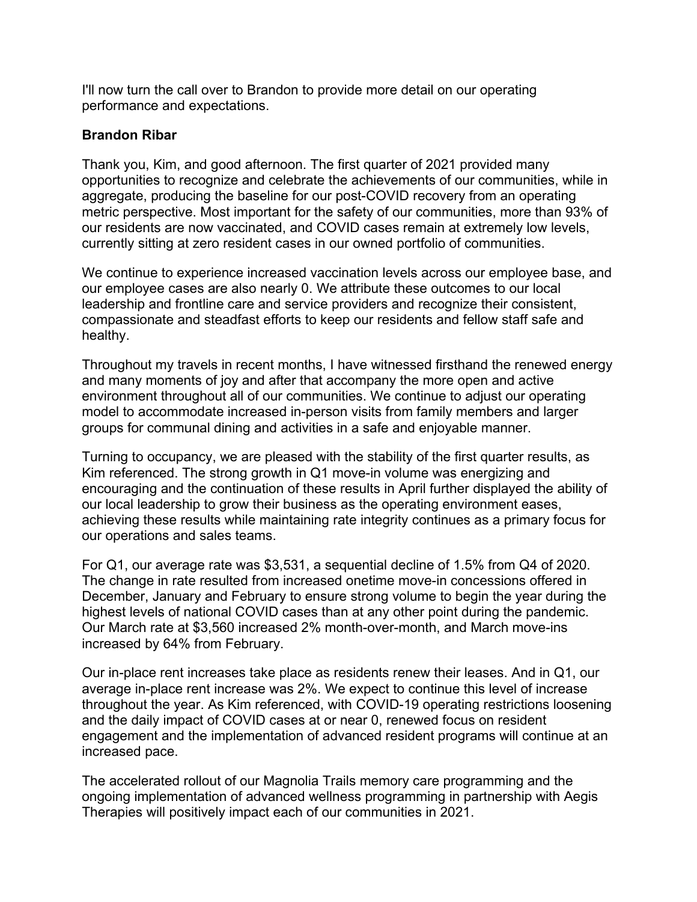I'll now turn the call over to Brandon to provide more detail on our operating performance and expectations.

**Brandon Ribar**

Thank you, Kim, and good afternoon. The first quarter of 2021 provided many opportunities to recognize and celebrate the achievements of our communities, while in aggregate, producing the baseline for our post-COVID recovery from an operating metric perspective. Most important for the safety of our communities, more than 93% of our residents are now vaccinated, and COVID cases remain at extremely low levels, currently sitting at zero resident cases in our owned portfolio of communities.

We continue to experience increased vaccination levels across our employee base, and our employee cases are also nearly 0. We attribute these outcomes to our local leadership and frontline care and service providers and recognize their consistent, compassionate and steadfast efforts to keep our residents and fellow staff safe and healthy.

Throughout my travels in recent months, I have witnessed firsthand the renewed energy and many moments of joy and after that accompany the more open and active environment throughout all of our communities. We continue to adjust our operating model to accommodate increased in-person visits from family members and larger groups for communal dining and activities in a safe and enjoyable manner.

Turning to occupancy, we are pleased with the stability of the first quarter results, as Kim referenced. The strong growth in Q1 move-in volume was energizing and encouraging and the continuation of these results in April further displayed the ability of our local leadership to grow their business as the operating environment eases, achieving these results while maintaining rate integrity continues as a primary focus for our operations and sales teams.

For Q1, our average rate was $3,531, a sequential decline of 1.5% from Q4 of 2020. The change in rate resulted from increased onetime move-in concessions offered in December, January and February to ensure strong volume to begin the year during the highest levels of national COVID cases than at any other point during the pandemic. Our March rate at $3,560 increased 2% month-over-month, and March move-ins increased by 64% from February.

Our in-place rent increases take place as residents renew their leases. And in Q1, our average in-place rent increase was 2%. We expect to continue this level of increase throughout the year. As Kim referenced, with COVID-19 operating restrictions loosening and the daily impact of COVID cases at or near 0, renewed focus on resident engagement and the implementation of advanced resident programs will continue at an increased pace.

The accelerated rollout of our Magnolia Trails memory care programming and the ongoing implementation of advanced wellness programming in partnership with Aegis Therapies will positively impact each of our communities in 2021.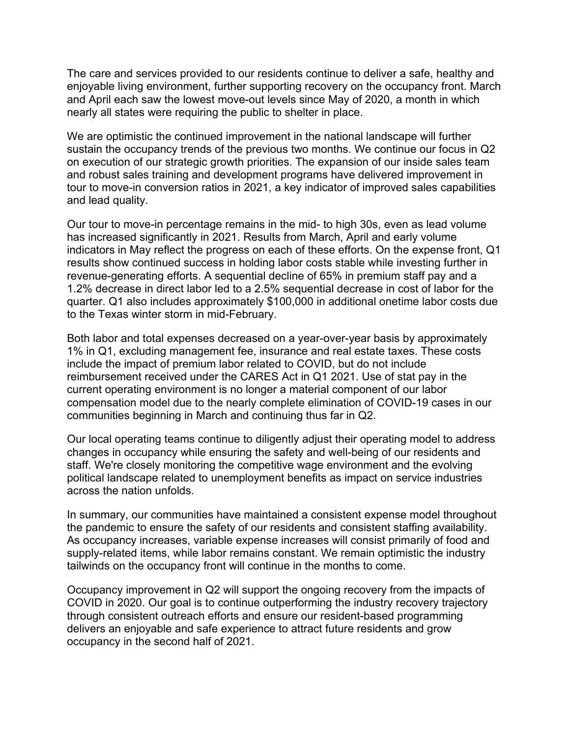The care and services provided to our residents continue to deliver a safe, healthy and enjoyable living environment, further supporting recovery on the occupancy front. March and April each saw the lowest move-out levels since May of 2020, a month in which nearly all states were requiring the public to shelter in place.

We are optimistic the continued improvement in the national landscape will further sustain the occupancy trends of the previous two months. We continue our focus in Q2 on execution of our strategic growth priorities. The expansion of our inside sales team and robust sales training and development programs have delivered improvement in tour to move-in conversion ratios in 2021, a key indicator of improved sales capabilities and lead quality.

Our tour to move-in percentage remains in the mid- to high 30s, even as lead volume has increased significantly in 2021. Results from March, April and early volume indicators in May reflect the progress on each of these efforts. On the expense front, Q1 results show continued success in holding labor costs stable while investing further in revenue-generating efforts. A sequential decline of 65% in premium staff pay and a 1.2% decrease in direct labor led to a 2.5% sequential decrease in cost of labor for the quarter. Q1 also includes approximately $100,000 in additional onetime labor costs due to the Texas winter storm in mid-February.

Both labor and total expenses decreased on a year-over-year basis by approximately 1% in Q1, excluding management fee, insurance and real estate taxes. These costs include the impact of premium labor related to COVID, but do not include reimbursement received under the CARES Act in Q1 2021. Use of stat pay in the current operating environment is no longer a material component of our labor compensation model due to the nearly complete elimination of COVID-19 cases in our communities beginning in March and continuing thus far in Q2.

Our local operating teams continue to diligently adjust their operating model to address changes in occupancy while ensuring the safety and well-being of our residents and staff. We're closely monitoring the competitive wage environment and the evolving political landscape related to unemployment benefits as impact on service industries across the nation unfolds.

In summary, our communities have maintained a consistent expense model throughout the pandemic to ensure the safety of our residents and consistent staffing availability. As occupancy increases, variable expense increases will consist primarily of food and supply-related items, while labor remains constant. We remain optimistic the industry tailwinds on the occupancy front will continue in the months to come.

Occupancy improvement in Q2 will support the ongoing recovery from the impacts of COVID in 2020. Our goal is to continue outperforming the industry recovery trajectory through consistent outreach efforts and ensure our resident-based programming delivers an enjoyable and safe experience to attract future residents and grow occupancy in the second half of 2021.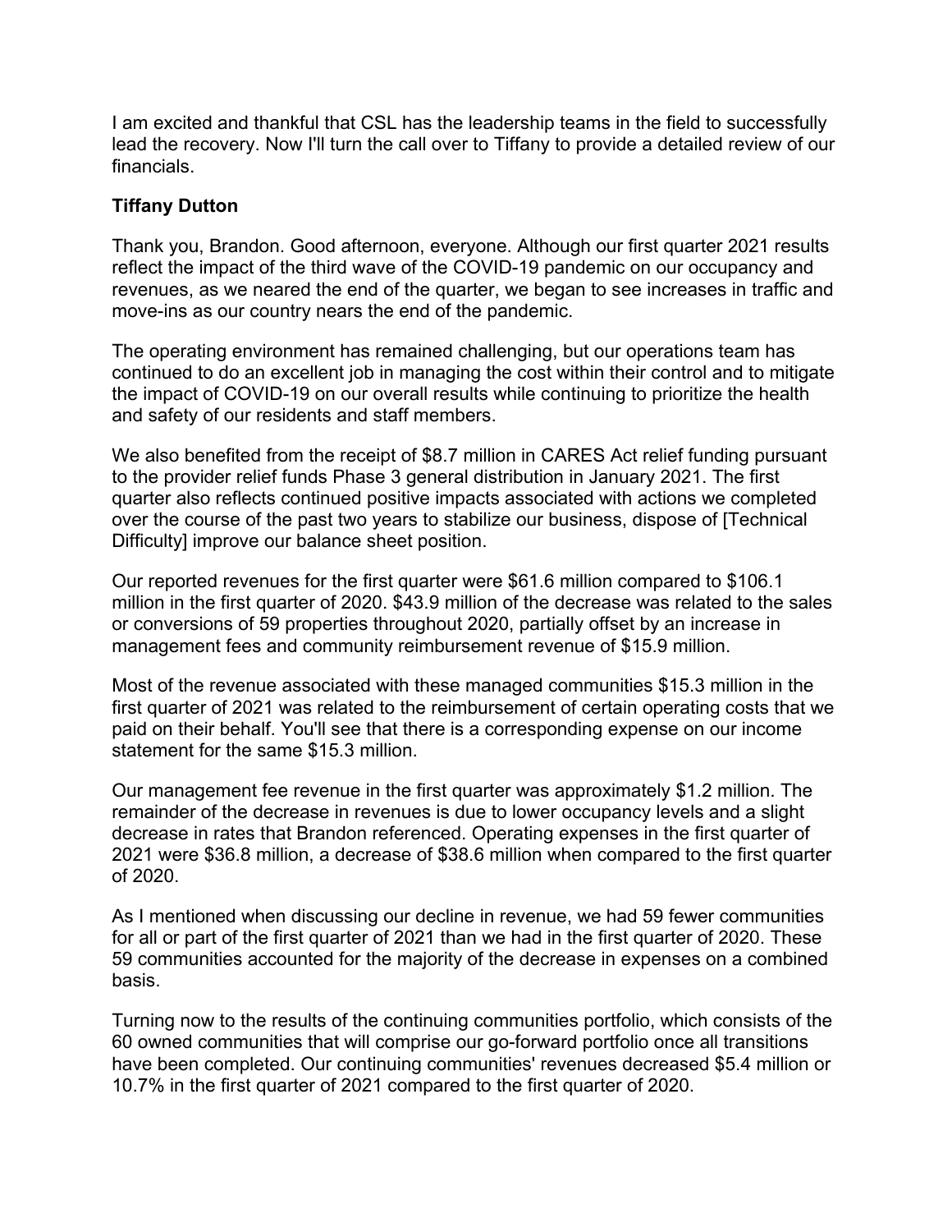I am excited and thankful that CSL has the leadership teams in the field to successfully lead the recovery. Now I'll turn the call over to Tiffany to provide a detailed review of our financials.

**Tiffany Dutton**

Thank you, Brandon. Good afternoon, everyone. Although our first quarter 2021 results reflect the impact of the third wave of the COVID-19 pandemic on our occupancy and revenues, as we neared the end of the quarter, we began to see increases in traffic and move-ins as our country nears the end of the pandemic.

The operating environment has remained challenging, but our operations team has continued to do an excellent job in managing the cost within their control and to mitigate the impact of COVID-19 on our overall results while continuing to prioritize the health and safety of our residents and staff members.

We also benefited from the receipt of $8.7 million in CARES Act relief funding pursuant to the provider relief funds Phase 3 general distribution in January 2021. The first quarter also reflects continued positive impacts associated with actions we completed over the course of the past two years to stabilize our business, dispose of [Technical Difficulty] improve our balance sheet position.

Our reported revenues for the first quarter were $61.6 million compared to $106.1 million in the first quarter of 2020. $43.9 million of the decrease was related to the sales or conversions of 59 properties throughout 2020, partially offset by an increase in management fees and community reimbursement revenue of $15.9 million.

Most of the revenue associated with these managed communities $15.3 million in the first quarter of 2021 was related to the reimbursement of certain operating costs that we paid on their behalf. You'll see that there is a corresponding expense on our income statement for the same $15.3 million.

Our management fee revenue in the first quarter was approximately $1.2 million. The remainder of the decrease in revenues is due to lower occupancy levels and a slight decrease in rates that Brandon referenced. Operating expenses in the first quarter of 2021 were $36.8 million, a decrease of $38.6 million when compared to the first quarter of 2020.

As I mentioned when discussing our decline in revenue, we had 59 fewer communities for all or part of the first quarter of 2021 than we had in the first quarter of 2020. These 59 communities accounted for the majority of the decrease in expenses on a combined basis.

Turning now to the results of the continuing communities portfolio, which consists of the 60 owned communities that will comprise our go-forward portfolio once all transitions have been completed. Our continuing communities' revenues decreased $5.4 million or 10.7% in the first quarter of 2021 compared to the first quarter of 2020.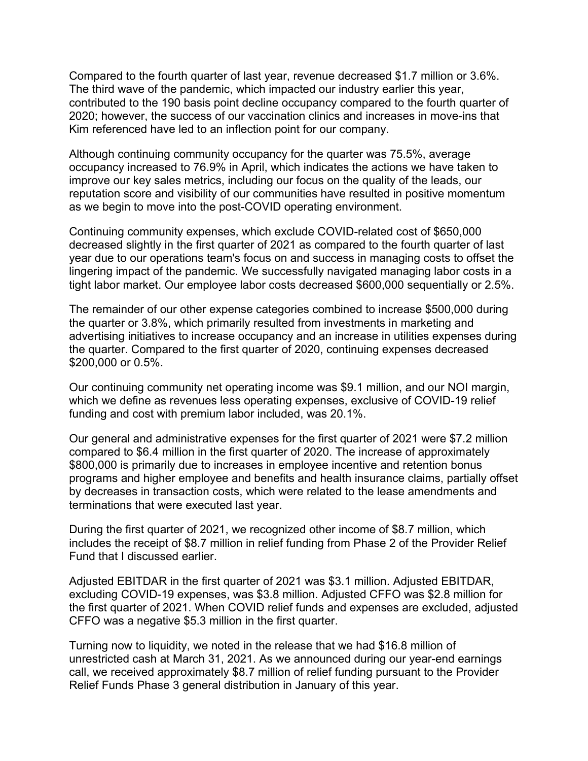Compared to the fourth quarter of last year, revenue decreased $1.7 million or 3.6%. The third wave of the pandemic, which impacted our industry earlier this year, contributed to the 190 basis point decline occupancy compared to the fourth quarter of 2020; however, the success of our vaccination clinics and increases in move-ins that Kim referenced have led to an inflection point for our company.

Although continuing community occupancy for the quarter was 75.5%, average occupancy increased to 76.9% in April, which indicates the actions we have taken to improve our key sales metrics, including our focus on the quality of the leads, our reputation score and visibility of our communities have resulted in positive momentum as we begin to move into the post-COVID operating environment.

Continuing community expenses, which exclude COVID-related cost of $650,000 decreased slightly in the first quarter of 2021 as compared to the fourth quarter of last year due to our operations team's focus on and success in managing costs to offset the lingering impact of the pandemic. We successfully navigated managing labor costs in a tight labor market. Our employee labor costs decreased $600,000 sequentially or 2.5%.

The remainder of our other expense categories combined to increase $500,000 during the quarter or 3.8%, which primarily resulted from investments in marketing and advertising initiatives to increase occupancy and an increase in utilities expenses during the quarter. Compared to the first quarter of 2020, continuing expenses decreased $200,000 or 0.5%.

Our continuing community net operating income was $9.1 million, and our NOI margin, which we define as revenues less operating expenses, exclusive of COVID-19 relief funding and cost with premium labor included, was 20.1%.

Our general and administrative expenses for the first quarter of 2021 were $7.2 million compared to $6.4 million in the first quarter of 2020. The increase of approximately $800,000 is primarily due to increases in employee incentive and retention bonus programs and higher employee and benefits and health insurance claims, partially offset by decreases in transaction costs, which were related to the lease amendments and terminations that were executed last year.

During the first quarter of 2021, we recognized other income of $8.7 million, which includes the receipt of $8.7 million in relief funding from Phase 2 of the Provider Relief Fund that I discussed earlier.

Adjusted EBITDAR in the first quarter of 2021 was $3.1 million. Adjusted EBITDAR, excluding COVID-19 expenses, was $3.8 million. Adjusted CFFO was $2.8 million for the first quarter of 2021. When COVID relief funds and expenses are excluded, adjusted CFFO was a negative $5.3 million in the first quarter.

Turning now to liquidity, we noted in the release that we had $16.8 million of unrestricted cash at March 31, 2021. As we announced during our year-end earnings call, we received approximately $8.7 million of relief funding pursuant to the Provider Relief Funds Phase 3 general distribution in January of this year.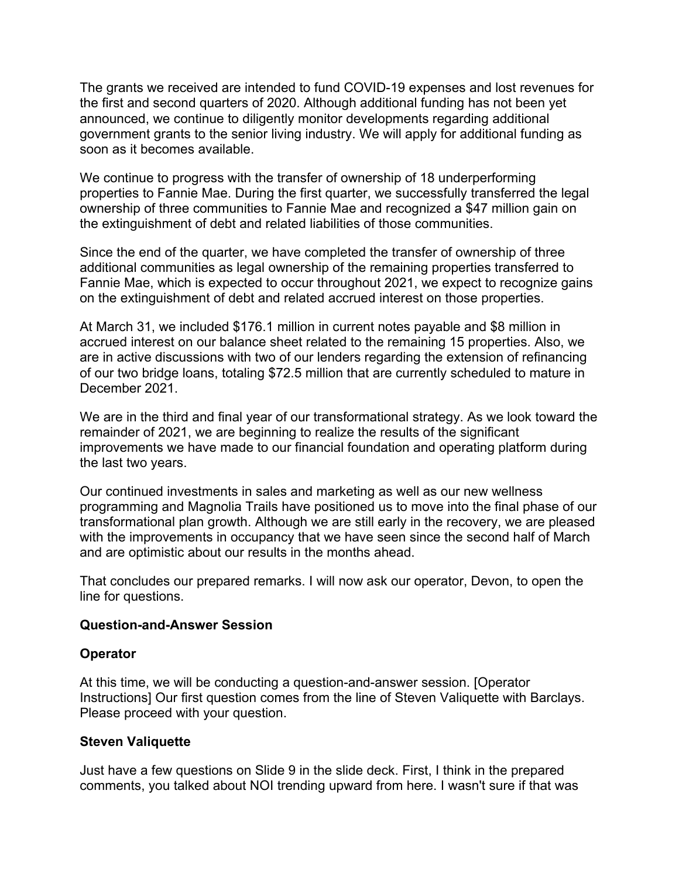The grants we received are intended to fund COVID-19 expenses and lost revenues for the first and second quarters of 2020. Although additional funding has not been yet announced, we continue to diligently monitor developments regarding additional government grants to the senior living industry. We will apply for additional funding as soon as it becomes available.

We continue to progress with the transfer of ownership of 18 underperforming properties to Fannie Mae. During the first quarter, we successfully transferred the legal ownership of three communities to Fannie Mae and recognized a $47 million gain on the extinguishment of debt and related liabilities of those communities.

Since the end of the quarter, we have completed the transfer of ownership of three additional communities as legal ownership of the remaining properties transferred to Fannie Mae, which is expected to occur throughout 2021, we expect to recognize gains on the extinguishment of debt and related accrued interest on those properties.

At March 31, we included $176.1 million in current notes payable and $8 million in accrued interest on our balance sheet related to the remaining 15 properties. Also, we are in active discussions with two of our lenders regarding the extension of refinancing of our two bridge loans, totaling $72.5 million that are currently scheduled to mature in December 2021.

We are in the third and final year of our transformational strategy. As we look toward the remainder of 2021, we are beginning to realize the results of the significant improvements we have made to our financial foundation and operating platform during the last two years.

Our continued investments in sales and marketing as well as our new wellness programming and Magnolia Trails have positioned us to move into the final phase of our transformational plan growth. Although we are still early in the recovery, we are pleased with the improvements in occupancy that we have seen since the second half of March and are optimistic about our results in the months ahead.

That concludes our prepared remarks. I will now ask our operator, Devon, to open the line for questions.

**Question-and-Answer Session**

**Operator**

At this time, we will be conducting a question-and-answer session. [Operator Instructions] Our first question comes from the line of Steven Valiquette with Barclays. Please proceed with your question.

**Steven Valiquette**

Just have a few questions on Slide 9 in the slide deck. First, I think in the prepared comments, you talked about NOI trending upward from here. I wasn't sure if that was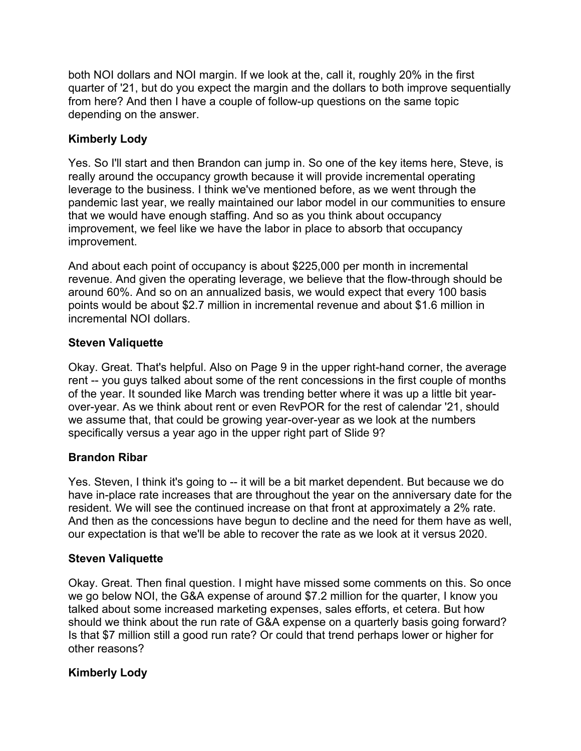both NOI dollars and NOI margin. If we look at the, call it, roughly 20% in the first quarter of '21, but do you expect the margin and the dollars to both improve sequentially from here? And then I have a couple of follow-up questions on the same topic depending on the answer.

**Kimberly Lody**

Yes. So I'll start and then Brandon can jump in. So one of the key items here, Steve, is really around the occupancy growth because it will provide incremental operating leverage to the business. I think we've mentioned before, as we went through the pandemic last year, we really maintained our labor model in our communities to ensure that we would have enough staffing. And so as you think about occupancy improvement, we feel like we have the labor in place to absorb that occupancy improvement.

And about each point of occupancy is about $225,000 per month in incremental revenue. And given the operating leverage, we believe that the flow-through should be around 60%. And so on an annualized basis, we would expect that every 100 basis points would be about $2.7 million in incremental revenue and about $1.6 million in incremental NOI dollars.

**Steven Valiquette**

Okay. Great. That's helpful. Also on Page 9 in the upper right-hand corner, the average rent -- you guys talked about some of the rent concessions in the first couple of months of the year. It sounded like March was trending better where it was up a little bit year-over-year. As we think about rent or even RevPOR for the rest of calendar '21, should we assume that, that could be growing year-over-year as we look at the numbers specifically versus a year ago in the upper right part of Slide 9?

**Brandon Ribar**

Yes. Steven, I think it's going to -- it will be a bit market dependent. But because we do have in-place rate increases that are throughout the year on the anniversary date for the resident. We will see the continued increase on that front at approximately a 2% rate. And then as the concessions have begun to decline and the need for them have as well, our expectation is that we'll be able to recover the rate as we look at it versus 2020.

**Steven Valiquette**

Okay. Great. Then final question. I might have missed some comments on this. So once we go below NOI, the G&A expense of around $7.2 million for the quarter, I know you talked about some increased marketing expenses, sales efforts, et cetera. But how should we think about the run rate of G&A expense on a quarterly basis going forward? Is that $7 million still a good run rate? Or could that trend perhaps lower or higher for other reasons?

**Kimberly Lody**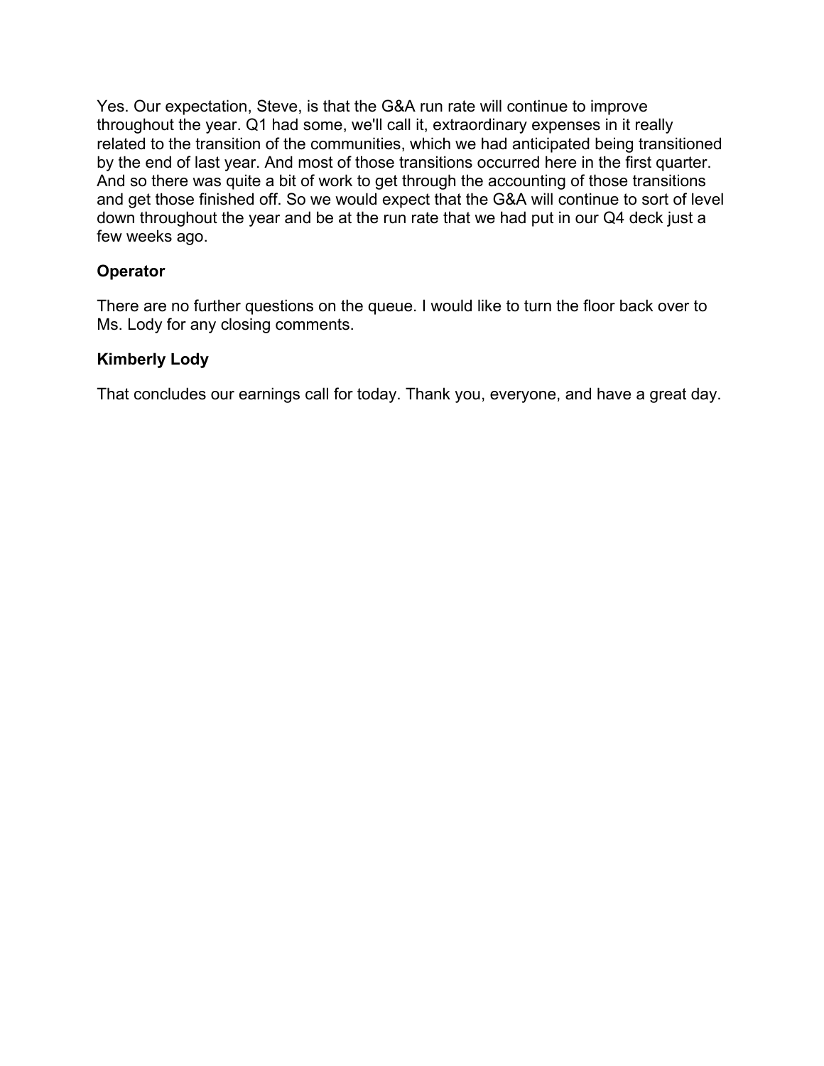Yes. Our expectation, Steve, is that the G&A run rate will continue to improve throughout the year. Q1 had some, we'll call it, extraordinary expenses in it really related to the transition of the communities, which we had anticipated being transitioned by the end of last year. And most of those transitions occurred here in the first quarter. And so there was quite a bit of work to get through the accounting of those transitions and get those finished off. So we would expect that the G&A will continue to sort of level down throughout the year and be at the run rate that we had put in our Q4 deck just a few weeks ago.

**Operator**

There are no further questions on the queue. I would like to turn the floor back over to Ms. Lody for any closing comments.

**Kimberly Lody**

That concludes our earnings call for today. Thank you, everyone, and have a great day.